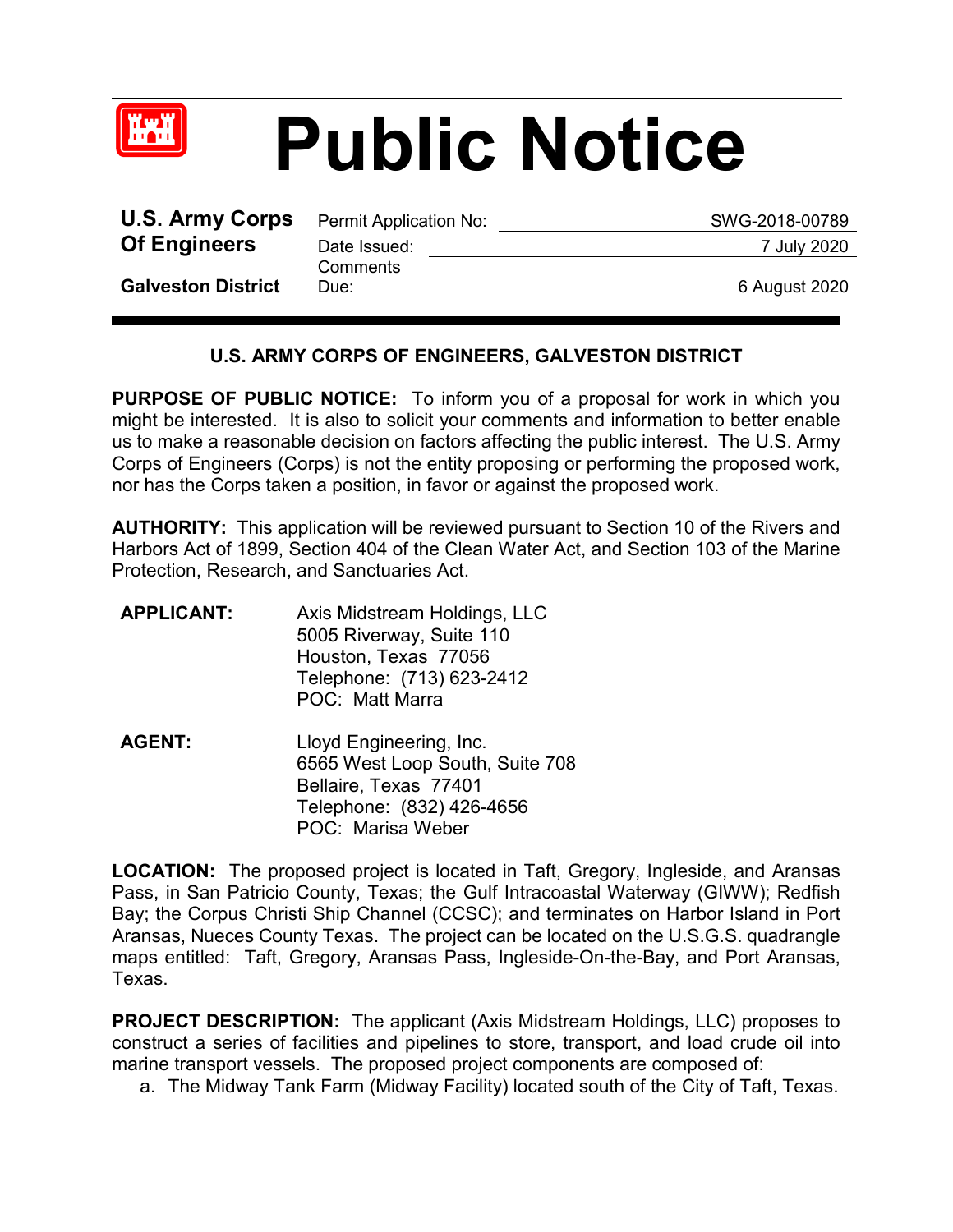# Public Notice

**U.S. Army Corps Of Engineers**

**Galveston District**

| | |
|---|---|
| Permit Application No: | SWG-2018-00789 |
| Date Issued: | 7 July 2020 |
| Comments Due: | 6 August 2020 |

## U.S. ARMY CORPS OF ENGINEERS, GALVESTON DISTRICT

**PURPOSE OF PUBLIC NOTICE:** To inform you of a proposal for work in which you might be interested. It is also to solicit your comments and information to better enable us to make a reasonable decision on factors affecting the public interest. The U.S. Army Corps of Engineers (Corps) is not the entity proposing or performing the proposed work, nor has the Corps taken a position, in favor or against the proposed work.

**AUTHORITY:** This application will be reviewed pursuant to Section 10 of the Rivers and Harbors Act of 1899, Section 404 of the Clean Water Act, and Section 103 of the Marine Protection, Research, and Sanctuaries Act.

**APPLICANT:**
Axis Midstream Holdings, LLC
5005 Riverway, Suite 110
Houston, Texas 77056
Telephone: (713) 623-2412
POC: Matt Marra

**AGENT:**
Lloyd Engineering, Inc.
6565 West Loop South, Suite 708
Bellaire, Texas 77401
Telephone: (832) 426-4656
POC: Marisa Weber

**LOCATION:** The proposed project is located in Taft, Gregory, Ingleside, and Aransas Pass, in San Patricio County, Texas; the Gulf Intracoastal Waterway (GIWW); Redfish Bay; the Corpus Christi Ship Channel (CCSC); and terminates on Harbor Island in Port Aransas, Nueces County Texas. The project can be located on the U.S.G.S. quadrangle maps entitled: Taft, Gregory, Aransas Pass, Ingleside-On-the-Bay, and Port Aransas, Texas.

**PROJECT DESCRIPTION:** The applicant (Axis Midstream Holdings, LLC) proposes to construct a series of facilities and pipelines to store, transport, and load crude oil into marine transport vessels. The proposed project components are composed of:

a. The Midway Tank Farm (Midway Facility) located south of the City of Taft, Texas.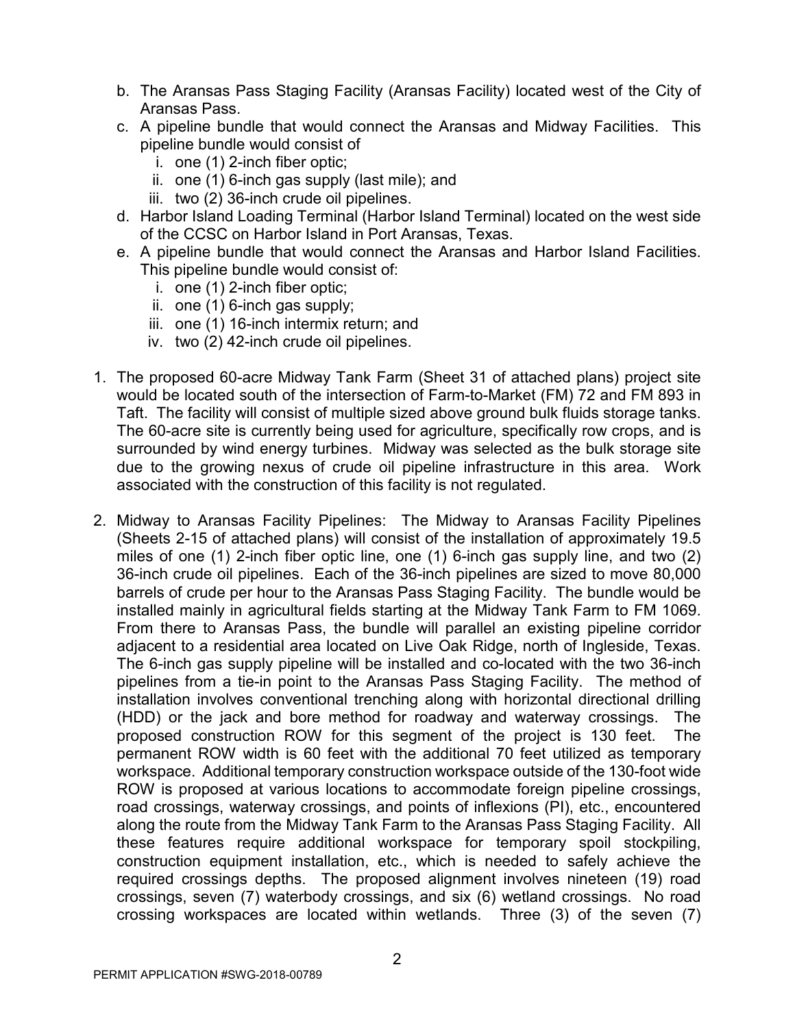b. The Aransas Pass Staging Facility (Aransas Facility) located west of the City of Aransas Pass.

c. A pipeline bundle that would connect the Aransas and Midway Facilities. This pipeline bundle would consist of
   i. one (1) 2-inch fiber optic;
   ii. one (1) 6-inch gas supply (last mile); and
   iii. two (2) 36-inch crude oil pipelines.

d. Harbor Island Loading Terminal (Harbor Island Terminal) located on the west side of the CCSC on Harbor Island in Port Aransas, Texas.

e. A pipeline bundle that would connect the Aransas and Harbor Island Facilities. This pipeline bundle would consist of:
   i. one (1) 2-inch fiber optic;
   ii. one (1) 6-inch gas supply;
   iii. one (1) 16-inch intermix return; and
   iv. two (2) 42-inch crude oil pipelines.

1. The proposed 60-acre Midway Tank Farm (Sheet 31 of attached plans) project site would be located south of the intersection of Farm-to-Market (FM) 72 and FM 893 in Taft. The facility will consist of multiple sized above ground bulk fluids storage tanks. The 60-acre site is currently being used for agriculture, specifically row crops, and is surrounded by wind energy turbines. Midway was selected as the bulk storage site due to the growing nexus of crude oil pipeline infrastructure in this area. Work associated with the construction of this facility is not regulated.

2. Midway to Aransas Facility Pipelines: The Midway to Aransas Facility Pipelines (Sheets 2-15 of attached plans) will consist of the installation of approximately 19.5 miles of one (1) 2-inch fiber optic line, one (1) 6-inch gas supply line, and two (2) 36-inch crude oil pipelines. Each of the 36-inch pipelines are sized to move 80,000 barrels of crude per hour to the Aransas Pass Staging Facility. The bundle would be installed mainly in agricultural fields starting at the Midway Tank Farm to FM 1069. From there to Aransas Pass, the bundle will parallel an existing pipeline corridor adjacent to a residential area located on Live Oak Ridge, north of Ingleside, Texas. The 6-inch gas supply pipeline will be installed and co-located with the two 36-inch pipelines from a tie-in point to the Aransas Pass Staging Facility. The method of installation involves conventional trenching along with horizontal directional drilling (HDD) or the jack and bore method for roadway and waterway crossings. The proposed construction ROW for this segment of the project is 130 feet. The permanent ROW width is 60 feet with the additional 70 feet utilized as temporary workspace. Additional temporary construction workspace outside of the 130-foot wide ROW is proposed at various locations to accommodate foreign pipeline crossings, road crossings, waterway crossings, and points of inflexions (PI), etc., encountered along the route from the Midway Tank Farm to the Aransas Pass Staging Facility. All these features require additional workspace for temporary spoil stockpiling, construction equipment installation, etc., which is needed to safely achieve the required crossings depths. The proposed alignment involves nineteen (19) road crossings, seven (7) waterbody crossings, and six (6) wetland crossings. No road crossing workspaces are located within wetlands. Three (3) of the seven (7)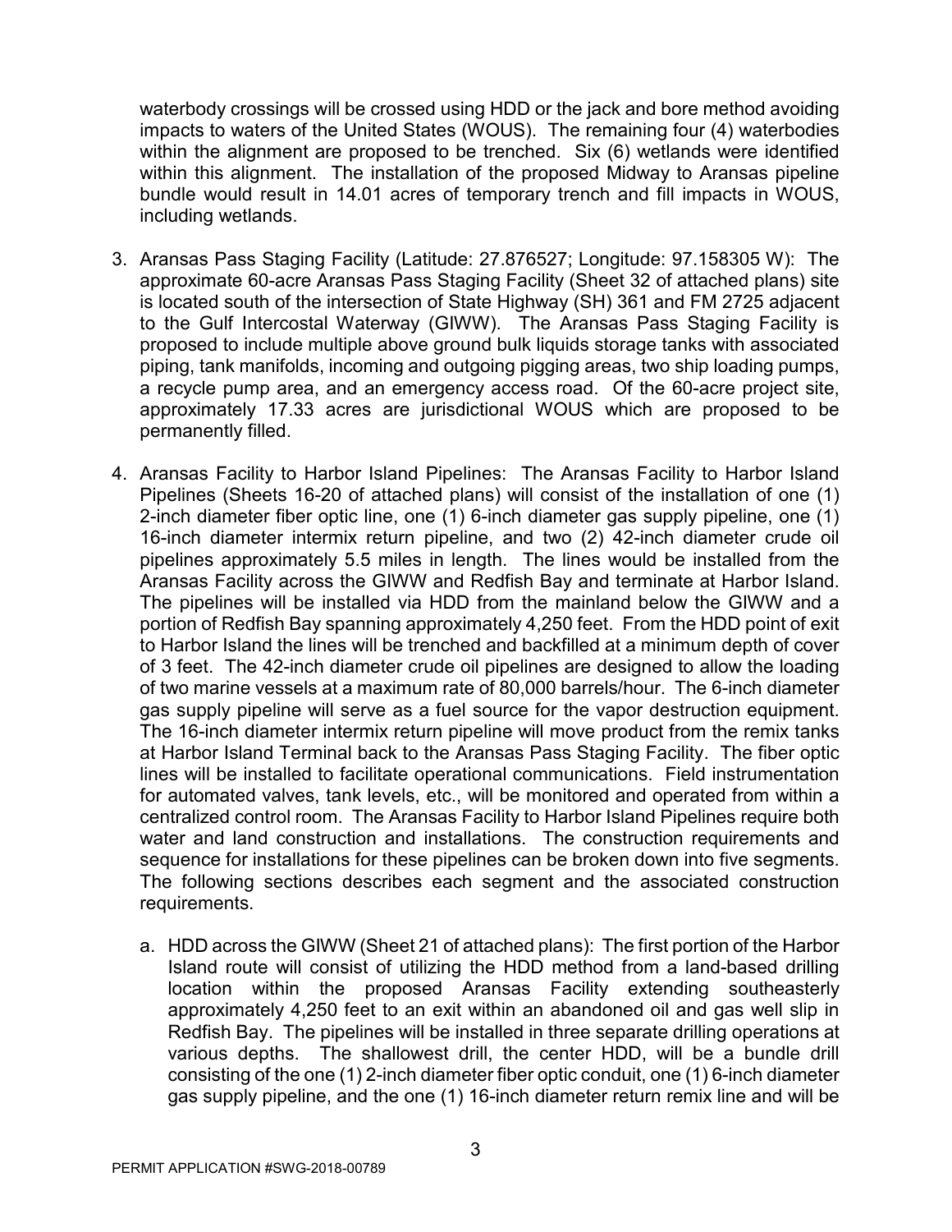waterbody crossings will be crossed using HDD or the jack and bore method avoiding impacts to waters of the United States (WOUS). The remaining four (4) waterbodies within the alignment are proposed to be trenched. Six (6) wetlands were identified within this alignment. The installation of the proposed Midway to Aransas pipeline bundle would result in 14.01 acres of temporary trench and fill impacts in WOUS, including wetlands.

3. Aransas Pass Staging Facility (Latitude: 27.876527; Longitude: 97.158305 W): The approximate 60-acre Aransas Pass Staging Facility (Sheet 32 of attached plans) site is located south of the intersection of State Highway (SH) 361 and FM 2725 adjacent to the Gulf Intercostal Waterway (GIWW). The Aransas Pass Staging Facility is proposed to include multiple above ground bulk liquids storage tanks with associated piping, tank manifolds, incoming and outgoing pigging areas, two ship loading pumps, a recycle pump area, and an emergency access road. Of the 60-acre project site, approximately 17.33 acres are jurisdictional WOUS which are proposed to be permanently filled.

4. Aransas Facility to Harbor Island Pipelines: The Aransas Facility to Harbor Island Pipelines (Sheets 16-20 of attached plans) will consist of the installation of one (1) 2-inch diameter fiber optic line, one (1) 6-inch diameter gas supply pipeline, one (1) 16-inch diameter intermix return pipeline, and two (2) 42-inch diameter crude oil pipelines approximately 5.5 miles in length. The lines would be installed from the Aransas Facility across the GIWW and Redfish Bay and terminate at Harbor Island. The pipelines will be installed via HDD from the mainland below the GIWW and a portion of Redfish Bay spanning approximately 4,250 feet. From the HDD point of exit to Harbor Island the lines will be trenched and backfilled at a minimum depth of cover of 3 feet. The 42-inch diameter crude oil pipelines are designed to allow the loading of two marine vessels at a maximum rate of 80,000 barrels/hour. The 6-inch diameter gas supply pipeline will serve as a fuel source for the vapor destruction equipment. The 16-inch diameter intermix return pipeline will move product from the remix tanks at Harbor Island Terminal back to the Aransas Pass Staging Facility. The fiber optic lines will be installed to facilitate operational communications. Field instrumentation for automated valves, tank levels, etc., will be monitored and operated from within a centralized control room. The Aransas Facility to Harbor Island Pipelines require both water and land construction and installations. The construction requirements and sequence for installations for these pipelines can be broken down into five segments. The following sections describes each segment and the associated construction requirements.

   a. HDD across the GIWW (Sheet 21 of attached plans): The first portion of the Harbor Island route will consist of utilizing the HDD method from a land-based drilling location within the proposed Aransas Facility extending southeasterly approximately 4,250 feet to an exit within an abandoned oil and gas well slip in Redfish Bay. The pipelines will be installed in three separate drilling operations at various depths. The shallowest drill, the center HDD, will be a bundle drill consisting of the one (1) 2-inch diameter fiber optic conduit, one (1) 6-inch diameter gas supply pipeline, and the one (1) 16-inch diameter return remix line and will be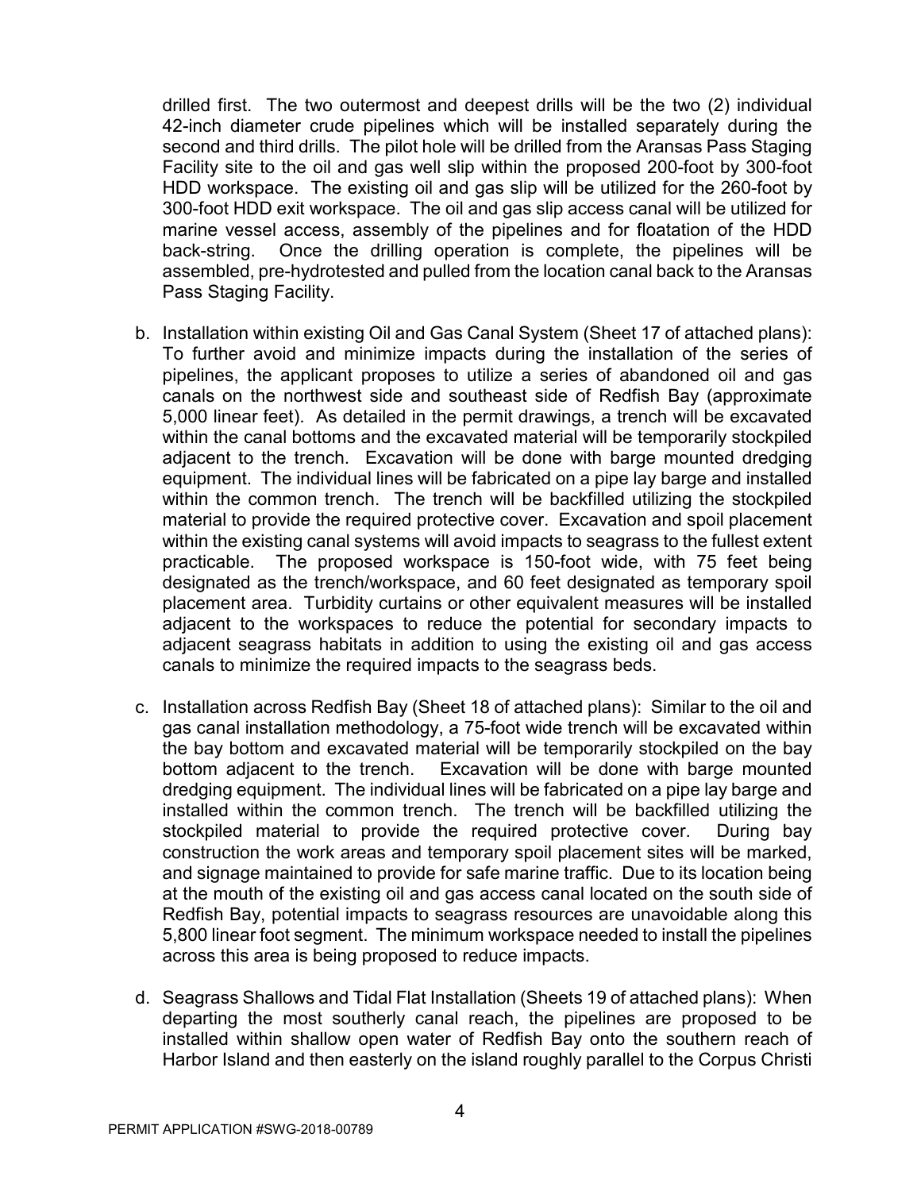drilled first. The two outermost and deepest drills will be the two (2) individual 42-inch diameter crude pipelines which will be installed separately during the second and third drills. The pilot hole will be drilled from the Aransas Pass Staging Facility site to the oil and gas well slip within the proposed 200-foot by 300-foot HDD workspace. The existing oil and gas slip will be utilized for the 260-foot by 300-foot HDD exit workspace. The oil and gas slip access canal will be utilized for marine vessel access, assembly of the pipelines and for floatation of the HDD back-string. Once the drilling operation is complete, the pipelines will be assembled, pre-hydrotested and pulled from the location canal back to the Aransas Pass Staging Facility.

b. Installation within existing Oil and Gas Canal System (Sheet 17 of attached plans): To further avoid and minimize impacts during the installation of the series of pipelines, the applicant proposes to utilize a series of abandoned oil and gas canals on the northwest side and southeast side of Redfish Bay (approximate 5,000 linear feet). As detailed in the permit drawings, a trench will be excavated within the canal bottoms and the excavated material will be temporarily stockpiled adjacent to the trench. Excavation will be done with barge mounted dredging equipment. The individual lines will be fabricated on a pipe lay barge and installed within the common trench. The trench will be backfilled utilizing the stockpiled material to provide the required protective cover. Excavation and spoil placement within the existing canal systems will avoid impacts to seagrass to the fullest extent practicable. The proposed workspace is 150-foot wide, with 75 feet being designated as the trench/workspace, and 60 feet designated as temporary spoil placement area. Turbidity curtains or other equivalent measures will be installed adjacent to the workspaces to reduce the potential for secondary impacts to adjacent seagrass habitats in addition to using the existing oil and gas access canals to minimize the required impacts to the seagrass beds.

c. Installation across Redfish Bay (Sheet 18 of attached plans): Similar to the oil and gas canal installation methodology, a 75-foot wide trench will be excavated within the bay bottom and excavated material will be temporarily stockpiled on the bay bottom adjacent to the trench. Excavation will be done with barge mounted dredging equipment. The individual lines will be fabricated on a pipe lay barge and installed within the common trench. The trench will be backfilled utilizing the stockpiled material to provide the required protective cover. During bay construction the work areas and temporary spoil placement sites will be marked, and signage maintained to provide for safe marine traffic. Due to its location being at the mouth of the existing oil and gas access canal located on the south side of Redfish Bay, potential impacts to seagrass resources are unavoidable along this 5,800 linear foot segment. The minimum workspace needed to install the pipelines across this area is being proposed to reduce impacts.

d. Seagrass Shallows and Tidal Flat Installation (Sheets 19 of attached plans): When departing the most southerly canal reach, the pipelines are proposed to be installed within shallow open water of Redfish Bay onto the southern reach of Harbor Island and then easterly on the island roughly parallel to the Corpus Christi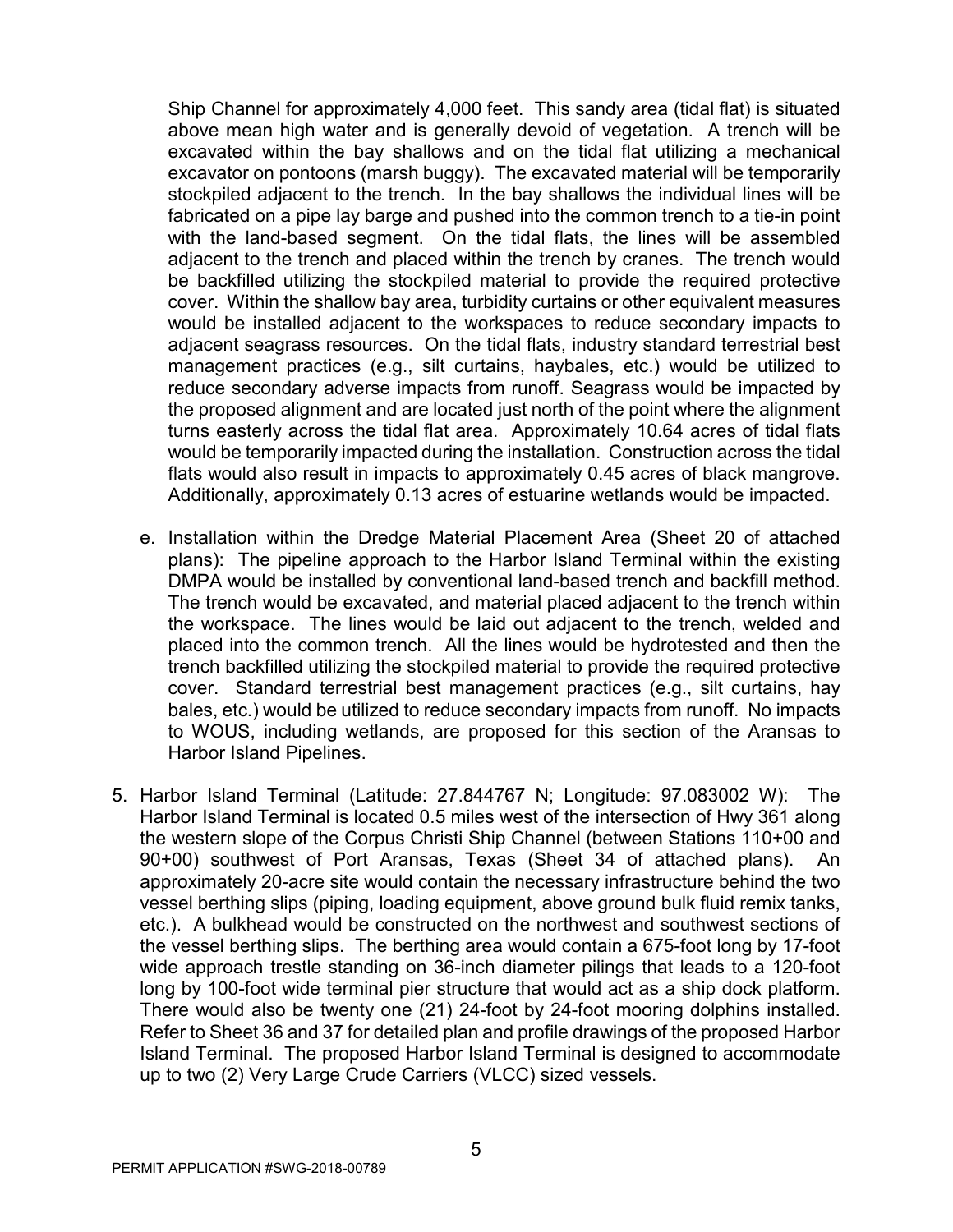Ship Channel for approximately 4,000 feet. This sandy area (tidal flat) is situated above mean high water and is generally devoid of vegetation. A trench will be excavated within the bay shallows and on the tidal flat utilizing a mechanical excavator on pontoons (marsh buggy). The excavated material will be temporarily stockpiled adjacent to the trench. In the bay shallows the individual lines will be fabricated on a pipe lay barge and pushed into the common trench to a tie-in point with the land-based segment. On the tidal flats, the lines will be assembled adjacent to the trench and placed within the trench by cranes. The trench would be backfilled utilizing the stockpiled material to provide the required protective cover. Within the shallow bay area, turbidity curtains or other equivalent measures would be installed adjacent to the workspaces to reduce secondary impacts to adjacent seagrass resources. On the tidal flats, industry standard terrestrial best management practices (e.g., silt curtains, haybales, etc.) would be utilized to reduce secondary adverse impacts from runoff. Seagrass would be impacted by the proposed alignment and are located just north of the point where the alignment turns easterly across the tidal flat area. Approximately 10.64 acres of tidal flats would be temporarily impacted during the installation. Construction across the tidal flats would also result in impacts to approximately 0.45 acres of black mangrove. Additionally, approximately 0.13 acres of estuarine wetlands would be impacted.

e. Installation within the Dredge Material Placement Area (Sheet 20 of attached plans): The pipeline approach to the Harbor Island Terminal within the existing DMPA would be installed by conventional land-based trench and backfill method. The trench would be excavated, and material placed adjacent to the trench within the workspace. The lines would be laid out adjacent to the trench, welded and placed into the common trench. All the lines would be hydrotested and then the trench backfilled utilizing the stockpiled material to provide the required protective cover. Standard terrestrial best management practices (e.g., silt curtains, hay bales, etc.) would be utilized to reduce secondary impacts from runoff. No impacts to WOUS, including wetlands, are proposed for this section of the Aransas to Harbor Island Pipelines.

5. Harbor Island Terminal (Latitude: 27.844767 N; Longitude: 97.083002 W): The Harbor Island Terminal is located 0.5 miles west of the intersection of Hwy 361 along the western slope of the Corpus Christi Ship Channel (between Stations 110+00 and 90+00) southwest of Port Aransas, Texas (Sheet 34 of attached plans). An approximately 20-acre site would contain the necessary infrastructure behind the two vessel berthing slips (piping, loading equipment, above ground bulk fluid remix tanks, etc.). A bulkhead would be constructed on the northwest and southwest sections of the vessel berthing slips. The berthing area would contain a 675-foot long by 17-foot wide approach trestle standing on 36-inch diameter pilings that leads to a 120-foot long by 100-foot wide terminal pier structure that would act as a ship dock platform. There would also be twenty one (21) 24-foot by 24-foot mooring dolphins installed. Refer to Sheet 36 and 37 for detailed plan and profile drawings of the proposed Harbor Island Terminal. The proposed Harbor Island Terminal is designed to accommodate up to two (2) Very Large Crude Carriers (VLCC) sized vessels.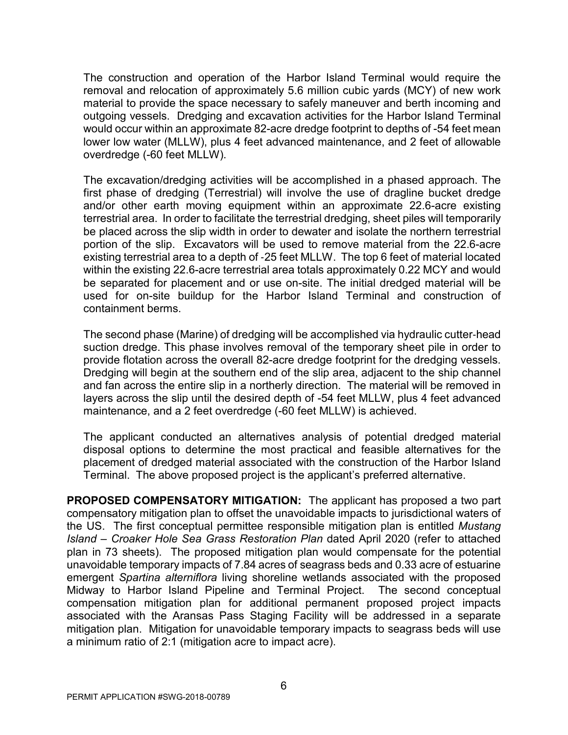The construction and operation of the Harbor Island Terminal would require the removal and relocation of approximately 5.6 million cubic yards (MCY) of new work material to provide the space necessary to safely maneuver and berth incoming and outgoing vessels. Dredging and excavation activities for the Harbor Island Terminal would occur within an approximate 82-acre dredge footprint to depths of -54 feet mean lower low water (MLLW), plus 4 feet advanced maintenance, and 2 feet of allowable overdredge (-60 feet MLLW).

The excavation/dredging activities will be accomplished in a phased approach. The first phase of dredging (Terrestrial) will involve the use of dragline bucket dredge and/or other earth moving equipment within an approximate 22.6-acre existing terrestrial area. In order to facilitate the terrestrial dredging, sheet piles will temporarily be placed across the slip width in order to dewater and isolate the northern terrestrial portion of the slip. Excavators will be used to remove material from the 22.6-acre existing terrestrial area to a depth of -25 feet MLLW. The top 6 feet of material located within the existing 22.6-acre terrestrial area totals approximately 0.22 MCY and would be separated for placement and or use on-site. The initial dredged material will be used for on-site buildup for the Harbor Island Terminal and construction of containment berms.

The second phase (Marine) of dredging will be accomplished via hydraulic cutter-head suction dredge. This phase involves removal of the temporary sheet pile in order to provide flotation across the overall 82-acre dredge footprint for the dredging vessels. Dredging will begin at the southern end of the slip area, adjacent to the ship channel and fan across the entire slip in a northerly direction. The material will be removed in layers across the slip until the desired depth of -54 feet MLLW, plus 4 feet advanced maintenance, and a 2 feet overdredge (-60 feet MLLW) is achieved.

The applicant conducted an alternatives analysis of potential dredged material disposal options to determine the most practical and feasible alternatives for the placement of dredged material associated with the construction of the Harbor Island Terminal. The above proposed project is the applicant's preferred alternative.

**PROPOSED COMPENSATORY MITIGATION:** The applicant has proposed a two part compensatory mitigation plan to offset the unavoidable impacts to jurisdictional waters of the US. The first conceptual permittee responsible mitigation plan is entitled *Mustang Island – Croaker Hole Sea Grass Restoration Plan* dated April 2020 (refer to attached plan in 73 sheets). The proposed mitigation plan would compensate for the potential unavoidable temporary impacts of 7.84 acres of seagrass beds and 0.33 acre of estuarine emergent *Spartina alterniflora* living shoreline wetlands associated with the proposed Midway to Harbor Island Pipeline and Terminal Project. The second conceptual compensation mitigation plan for additional permanent proposed project impacts associated with the Aransas Pass Staging Facility will be addressed in a separate mitigation plan. Mitigation for unavoidable temporary impacts to seagrass beds will use a minimum ratio of 2:1 (mitigation acre to impact acre).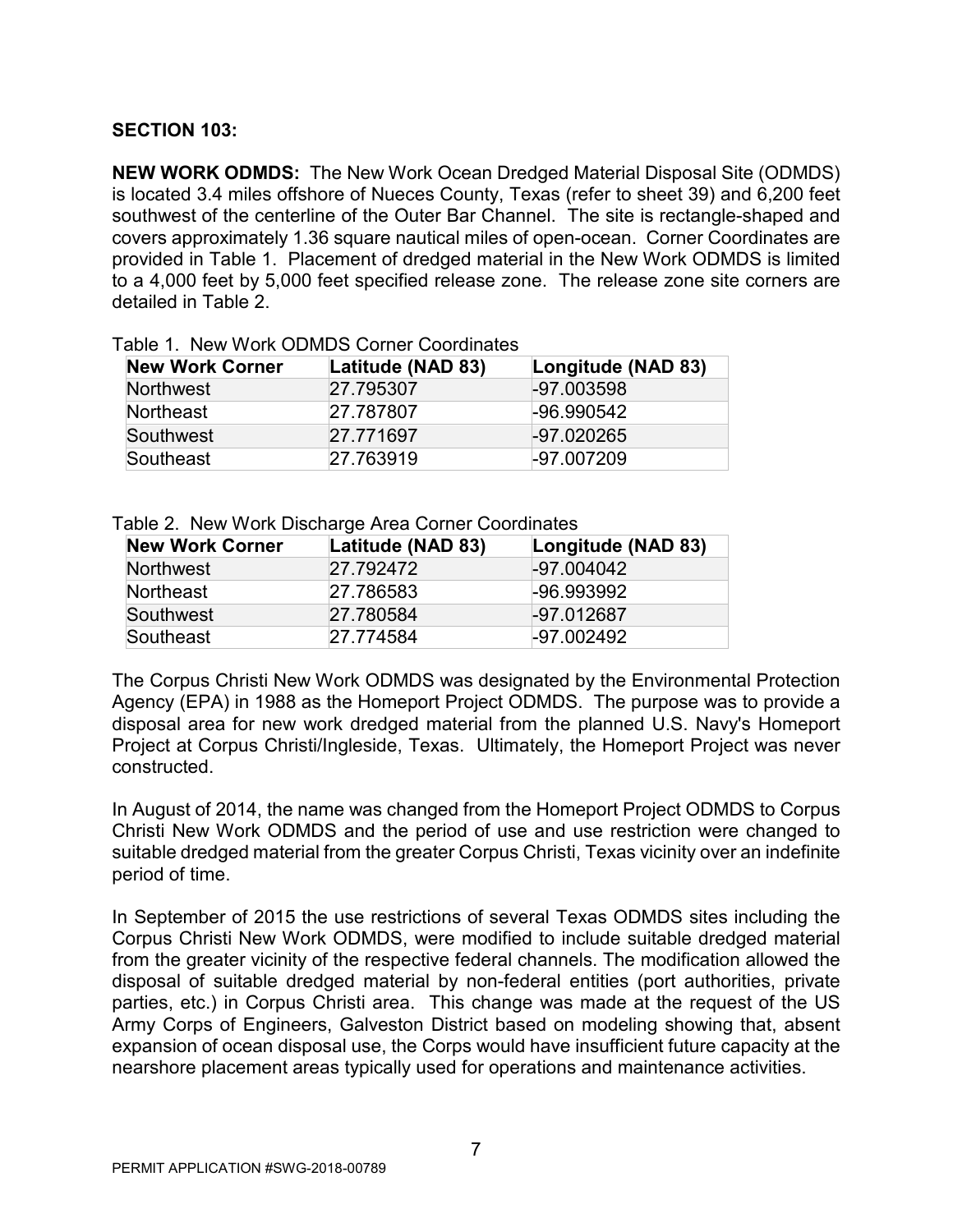**SECTION 103:**

**NEW WORK ODMDS:** The New Work Ocean Dredged Material Disposal Site (ODMDS) is located 3.4 miles offshore of Nueces County, Texas (refer to sheet 39) and 6,200 feet southwest of the centerline of the Outer Bar Channel. The site is rectangle-shaped and covers approximately 1.36 square nautical miles of open-ocean. Corner Coordinates are provided in Table 1. Placement of dredged material in the New Work ODMDS is limited to a 4,000 feet by 5,000 feet specified release zone. The release zone site corners are detailed in Table 2.

Table 1. New Work ODMDS Corner Coordinates

| New Work Corner | Latitude (NAD 83) | Longitude (NAD 83) |
|---|---|---|
| Northwest | 27.795307 | -97.003598 |
| Northeast | 27.787807 | -96.990542 |
| Southwest | 27.771697 | -97.020265 |
| Southeast | 27.763919 | -97.007209 |

Table 2. New Work Discharge Area Corner Coordinates

| New Work Corner | Latitude (NAD 83) | Longitude (NAD 83) |
|---|---|---|
| Northwest | 27.792472 | -97.004042 |
| Northeast | 27.786583 | -96.993992 |
| Southwest | 27.780584 | -97.012687 |
| Southeast | 27.774584 | -97.002492 |

The Corpus Christi New Work ODMDS was designated by the Environmental Protection Agency (EPA) in 1988 as the Homeport Project ODMDS. The purpose was to provide a disposal area for new work dredged material from the planned U.S. Navy's Homeport Project at Corpus Christi/Ingleside, Texas. Ultimately, the Homeport Project was never constructed.

In August of 2014, the name was changed from the Homeport Project ODMDS to Corpus Christi New Work ODMDS and the period of use and use restriction were changed to suitable dredged material from the greater Corpus Christi, Texas vicinity over an indefinite period of time.

In September of 2015 the use restrictions of several Texas ODMDS sites including the Corpus Christi New Work ODMDS, were modified to include suitable dredged material from the greater vicinity of the respective federal channels. The modification allowed the disposal of suitable dredged material by non-federal entities (port authorities, private parties, etc.) in Corpus Christi area. This change was made at the request of the US Army Corps of Engineers, Galveston District based on modeling showing that, absent expansion of ocean disposal use, the Corps would have insufficient future capacity at the nearshore placement areas typically used for operations and maintenance activities.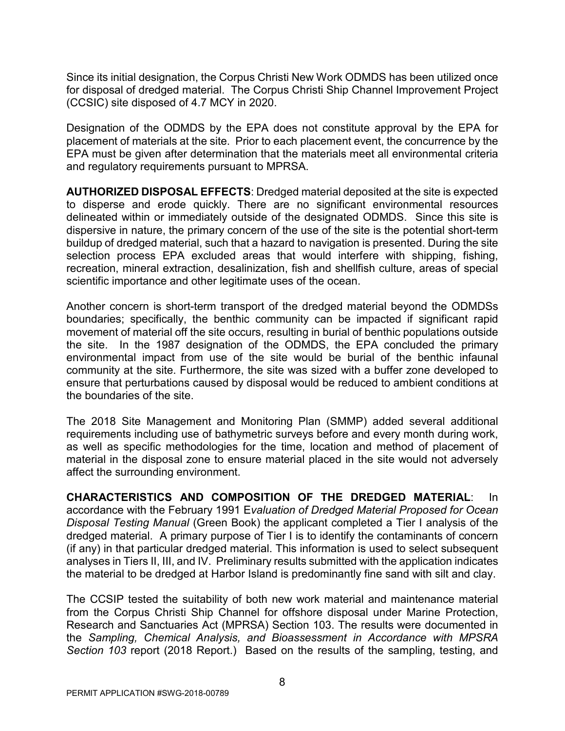Since its initial designation, the Corpus Christi New Work ODMDS has been utilized once for disposal of dredged material. The Corpus Christi Ship Channel Improvement Project (CCSIC) site disposed of 4.7 MCY in 2020.

Designation of the ODMDS by the EPA does not constitute approval by the EPA for placement of materials at the site. Prior to each placement event, the concurrence by the EPA must be given after determination that the materials meet all environmental criteria and regulatory requirements pursuant to MPRSA.

**AUTHORIZED DISPOSAL EFFECTS**: Dredged material deposited at the site is expected to disperse and erode quickly. There are no significant environmental resources delineated within or immediately outside of the designated ODMDS. Since this site is dispersive in nature, the primary concern of the use of the site is the potential short-term buildup of dredged material, such that a hazard to navigation is presented. During the site selection process EPA excluded areas that would interfere with shipping, fishing, recreation, mineral extraction, desalinization, fish and shellfish culture, areas of special scientific importance and other legitimate uses of the ocean.

Another concern is short-term transport of the dredged material beyond the ODMDSs boundaries; specifically, the benthic community can be impacted if significant rapid movement of material off the site occurs, resulting in burial of benthic populations outside the site. In the 1987 designation of the ODMDS, the EPA concluded the primary environmental impact from use of the site would be burial of the benthic infaunal community at the site. Furthermore, the site was sized with a buffer zone developed to ensure that perturbations caused by disposal would be reduced to ambient conditions at the boundaries of the site.

The 2018 Site Management and Monitoring Plan (SMMP) added several additional requirements including use of bathymetric surveys before and every month during work, as well as specific methodologies for the time, location and method of placement of material in the disposal zone to ensure material placed in the site would not adversely affect the surrounding environment.

**CHARACTERISTICS AND COMPOSITION OF THE DREDGED MATERIAL**: In accordance with the February 1991 E*valuation of Dredged Material Proposed for Ocean Disposal Testing Manual* (Green Book) the applicant completed a Tier I analysis of the dredged material. A primary purpose of Tier I is to identify the contaminants of concern (if any) in that particular dredged material. This information is used to select subsequent analyses in Tiers II, III, and IV. Preliminary results submitted with the application indicates the material to be dredged at Harbor Island is predominantly fine sand with silt and clay.

The CCSIP tested the suitability of both new work material and maintenance material from the Corpus Christi Ship Channel for offshore disposal under Marine Protection, Research and Sanctuaries Act (MPRSA) Section 103. The results were documented in the *Sampling, Chemical Analysis, and Bioassessment in Accordance with MPSRA Section 103* report (2018 Report.) Based on the results of the sampling, testing, and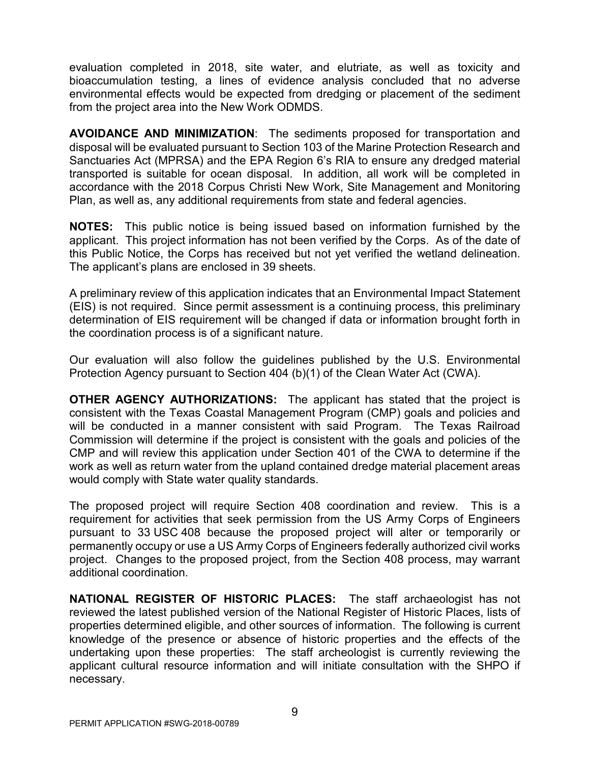evaluation completed in 2018, site water, and elutriate, as well as toxicity and bioaccumulation testing, a lines of evidence analysis concluded that no adverse environmental effects would be expected from dredging or placement of the sediment from the project area into the New Work ODMDS.

**AVOIDANCE AND MINIMIZATION**: The sediments proposed for transportation and disposal will be evaluated pursuant to Section 103 of the Marine Protection Research and Sanctuaries Act (MPRSA) and the EPA Region 6's RIA to ensure any dredged material transported is suitable for ocean disposal. In addition, all work will be completed in accordance with the 2018 Corpus Christi New Work, Site Management and Monitoring Plan, as well as, any additional requirements from state and federal agencies.

**NOTES:** This public notice is being issued based on information furnished by the applicant. This project information has not been verified by the Corps. As of the date of this Public Notice, the Corps has received but not yet verified the wetland delineation. The applicant's plans are enclosed in 39 sheets.

A preliminary review of this application indicates that an Environmental Impact Statement (EIS) is not required. Since permit assessment is a continuing process, this preliminary determination of EIS requirement will be changed if data or information brought forth in the coordination process is of a significant nature.

Our evaluation will also follow the guidelines published by the U.S. Environmental Protection Agency pursuant to Section 404 (b)(1) of the Clean Water Act (CWA).

**OTHER AGENCY AUTHORIZATIONS:** The applicant has stated that the project is consistent with the Texas Coastal Management Program (CMP) goals and policies and will be conducted in a manner consistent with said Program. The Texas Railroad Commission will determine if the project is consistent with the goals and policies of the CMP and will review this application under Section 401 of the CWA to determine if the work as well as return water from the upland contained dredge material placement areas would comply with State water quality standards.

The proposed project will require Section 408 coordination and review. This is a requirement for activities that seek permission from the US Army Corps of Engineers pursuant to 33 USC 408 because the proposed project will alter or temporarily or permanently occupy or use a US Army Corps of Engineers federally authorized civil works project. Changes to the proposed project, from the Section 408 process, may warrant additional coordination.

**NATIONAL REGISTER OF HISTORIC PLACES:** The staff archaeologist has not reviewed the latest published version of the National Register of Historic Places, lists of properties determined eligible, and other sources of information. The following is current knowledge of the presence or absence of historic properties and the effects of the undertaking upon these properties: The staff archeologist is currently reviewing the applicant cultural resource information and will initiate consultation with the SHPO if necessary.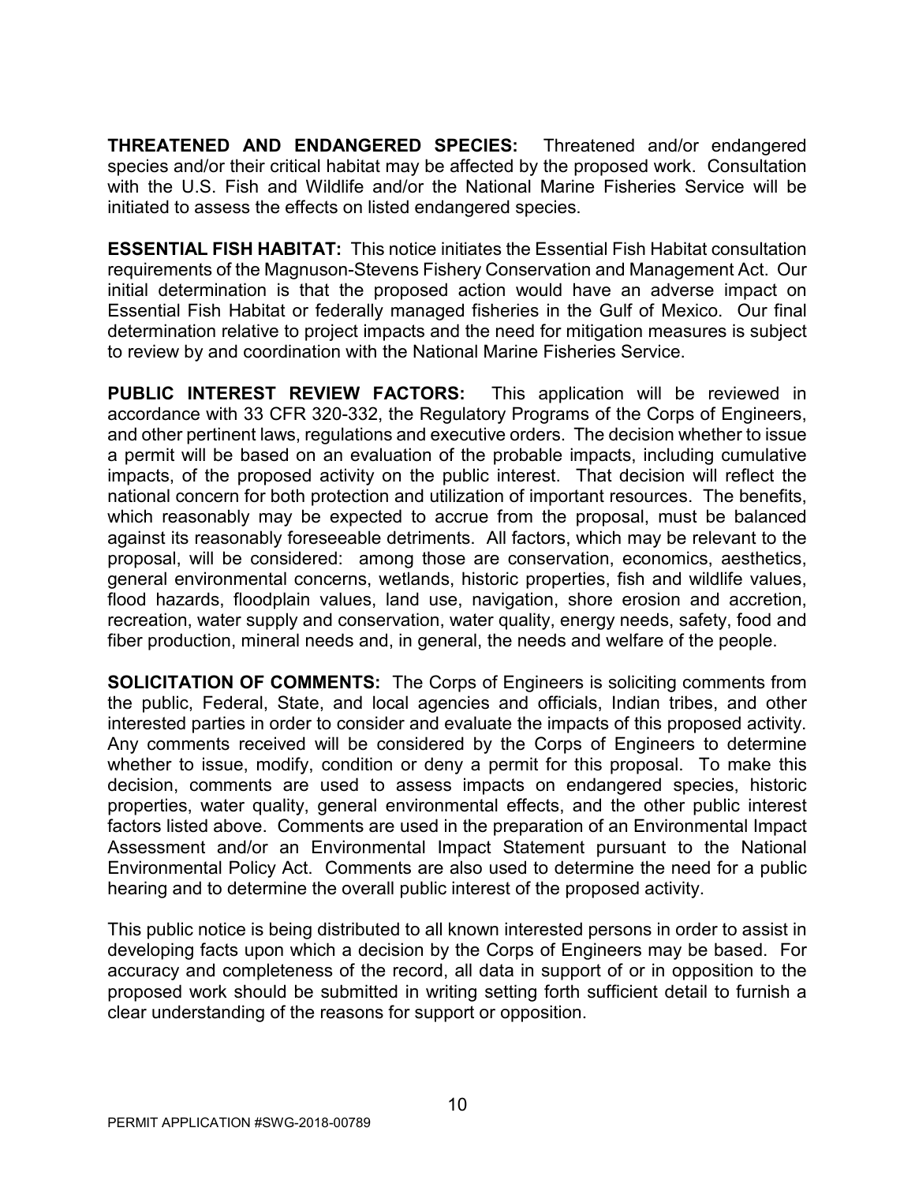**THREATENED AND ENDANGERED SPECIES:** Threatened and/or endangered species and/or their critical habitat may be affected by the proposed work. Consultation with the U.S. Fish and Wildlife and/or the National Marine Fisheries Service will be initiated to assess the effects on listed endangered species.

**ESSENTIAL FISH HABITAT:** This notice initiates the Essential Fish Habitat consultation requirements of the Magnuson-Stevens Fishery Conservation and Management Act. Our initial determination is that the proposed action would have an adverse impact on Essential Fish Habitat or federally managed fisheries in the Gulf of Mexico. Our final determination relative to project impacts and the need for mitigation measures is subject to review by and coordination with the National Marine Fisheries Service.

**PUBLIC INTEREST REVIEW FACTORS:** This application will be reviewed in accordance with 33 CFR 320-332, the Regulatory Programs of the Corps of Engineers, and other pertinent laws, regulations and executive orders. The decision whether to issue a permit will be based on an evaluation of the probable impacts, including cumulative impacts, of the proposed activity on the public interest. That decision will reflect the national concern for both protection and utilization of important resources. The benefits, which reasonably may be expected to accrue from the proposal, must be balanced against its reasonably foreseeable detriments. All factors, which may be relevant to the proposal, will be considered: among those are conservation, economics, aesthetics, general environmental concerns, wetlands, historic properties, fish and wildlife values, flood hazards, floodplain values, land use, navigation, shore erosion and accretion, recreation, water supply and conservation, water quality, energy needs, safety, food and fiber production, mineral needs and, in general, the needs and welfare of the people.

**SOLICITATION OF COMMENTS:** The Corps of Engineers is soliciting comments from the public, Federal, State, and local agencies and officials, Indian tribes, and other interested parties in order to consider and evaluate the impacts of this proposed activity. Any comments received will be considered by the Corps of Engineers to determine whether to issue, modify, condition or deny a permit for this proposal. To make this decision, comments are used to assess impacts on endangered species, historic properties, water quality, general environmental effects, and the other public interest factors listed above. Comments are used in the preparation of an Environmental Impact Assessment and/or an Environmental Impact Statement pursuant to the National Environmental Policy Act. Comments are also used to determine the need for a public hearing and to determine the overall public interest of the proposed activity.

This public notice is being distributed to all known interested persons in order to assist in developing facts upon which a decision by the Corps of Engineers may be based. For accuracy and completeness of the record, all data in support of or in opposition to the proposed work should be submitted in writing setting forth sufficient detail to furnish a clear understanding of the reasons for support or opposition.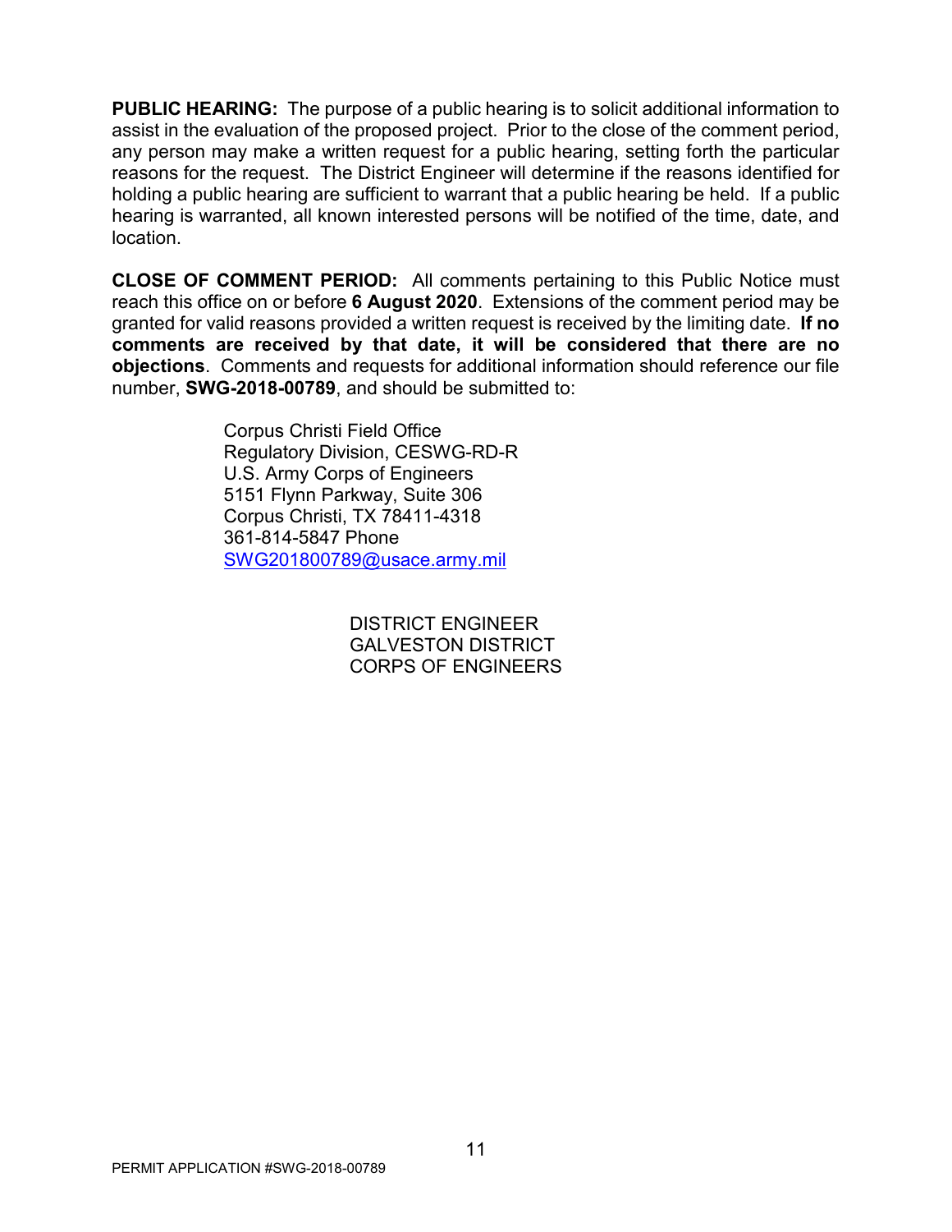**PUBLIC HEARING:** The purpose of a public hearing is to solicit additional information to assist in the evaluation of the proposed project. Prior to the close of the comment period, any person may make a written request for a public hearing, setting forth the particular reasons for the request. The District Engineer will determine if the reasons identified for holding a public hearing are sufficient to warrant that a public hearing be held. If a public hearing is warranted, all known interested persons will be notified of the time, date, and location.

**CLOSE OF COMMENT PERIOD:** All comments pertaining to this Public Notice must reach this office on or before **6 August 2020**. Extensions of the comment period may be granted for valid reasons provided a written request is received by the limiting date. **If no comments are received by that date, it will be considered that there are no objections**. Comments and requests for additional information should reference our file number, **SWG-2018-00789**, and should be submitted to:

Corpus Christi Field Office
Regulatory Division, CESWG-RD-R
U.S. Army Corps of Engineers
5151 Flynn Parkway, Suite 306
Corpus Christi, TX 78411-4318
361-814-5847 Phone
SWG201800789@usace.army.mil

DISTRICT ENGINEER
GALVESTON DISTRICT
CORPS OF ENGINEERS